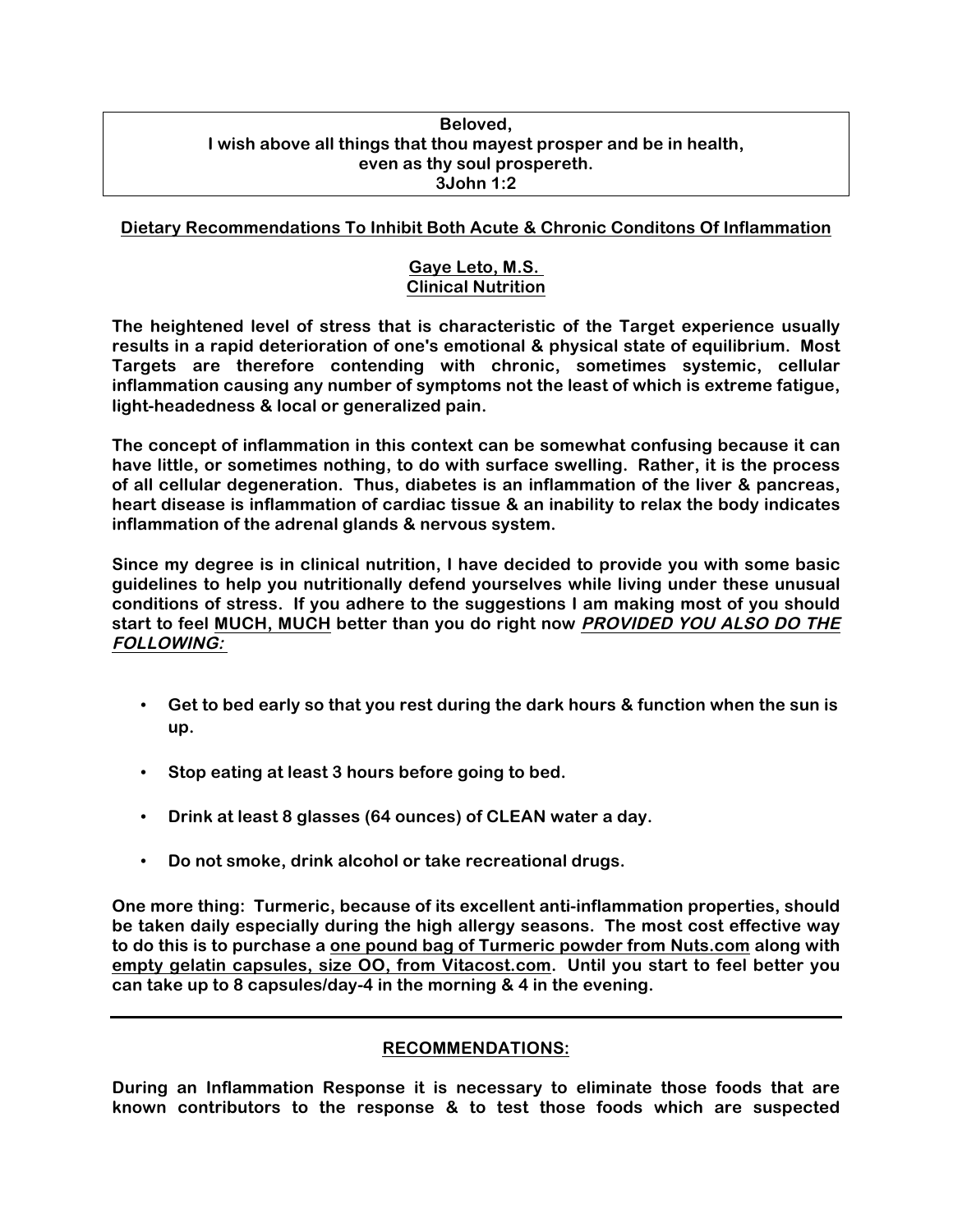**Beloved,**
**I wish above all things that thou mayest prosper and be in health,**
**even as thy soul prospereth.**
**3John 1:2**

## Dietary Recommendations To Inhibit Both Acute & Chronic Conditons Of Inflammation

**Gaye Leto, M.S.**
**Clinical Nutrition**

**The heightened level of stress that is characteristic of the Target experience usually results in a rapid deterioration of one's emotional & physical state of equilibrium. Most Targets are therefore contending with chronic, sometimes systemic, cellular inflammation causing any number of symptoms not the least of which is extreme fatigue, light-headedness & local or generalized pain.**

**The concept of inflammation in this context can be somewhat confusing because it can have little, or sometimes nothing, to do with surface swelling. Rather, it is the process of all cellular degeneration. Thus, diabetes is an inflammation of the liver & pancreas, heart disease is inflammation of cardiac tissue & an inability to relax the body indicates inflammation of the adrenal glands & nervous system.**

**Since my degree is in clinical nutrition, I have decided to provide you with some basic guidelines to help you nutritionally defend yourselves while living under these unusual conditions of stress. If you adhere to the suggestions I am making most of you should start to feel MUCH, MUCH better than you do right now *PROVIDED YOU ALSO DO THE FOLLOWING:***

- **Get to bed early so that you rest during the dark hours & function when the sun is up.**
- **Stop eating at least 3 hours before going to bed.**
- **Drink at least 8 glasses (64 ounces) of CLEAN water a day.**
- **Do not smoke, drink alcohol or take recreational drugs.**

**One more thing: Turmeric, because of its excellent anti-inflammation properties, should be taken daily especially during the high allergy seasons. The most cost effective way to do this is to purchase a one pound bag of Turmeric powder from Nuts.com along with empty gelatin capsules, size OO, from Vitacost.com. Until you start to feel better you can take up to 8 capsules/day-4 in the morning & 4 in the evening.**

---

## RECOMMENDATIONS:

**During an Inflammation Response it is necessary to eliminate those foods that are known contributors to the response & to test those foods which are suspected**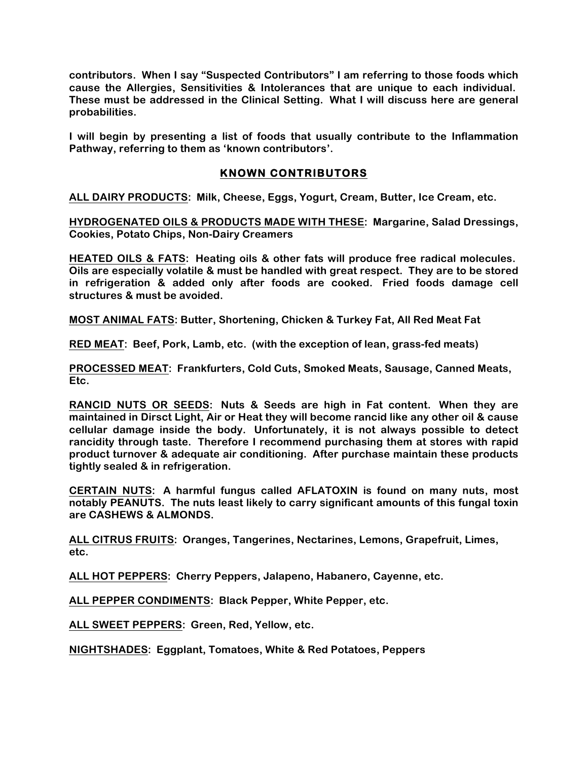**contributors. When I say "Suspected Contributors" I am referring to those foods which cause the Allergies, Sensitivities & Intolerances that are unique to each individual. These must be addressed in the Clinical Setting. What I will discuss here are general probabilities.**

**I will begin by presenting a list of foods that usually contribute to the Inflammation Pathway, referring to them as 'known contributors'.**

## KNOWN CONTRIBUTORS

**ALL DAIRY PRODUCTS: Milk, Cheese, Eggs, Yogurt, Cream, Butter, Ice Cream, etc.**

**HYDROGENATED OILS & PRODUCTS MADE WITH THESE: Margarine, Salad Dressings, Cookies, Potato Chips, Non-Dairy Creamers**

**HEATED OILS & FATS: Heating oils & other fats will produce free radical molecules. Oils are especially volatile & must be handled with great respect. They are to be stored in refrigeration & added only after foods are cooked. Fried foods damage cell structures & must be avoided.**

**MOST ANIMAL FATS: Butter, Shortening, Chicken & Turkey Fat, All Red Meat Fat**

**RED MEAT: Beef, Pork, Lamb, etc. (with the exception of lean, grass-fed meats)**

**PROCESSED MEAT: Frankfurters, Cold Cuts, Smoked Meats, Sausage, Canned Meats, Etc.**

**RANCID NUTS OR SEEDS: Nuts & Seeds are high in Fat content. When they are maintained in Dirsct Light, Air or Heat they will become rancid like any other oil & cause cellular damage inside the body. Unfortunately, it is not always possible to detect rancidity through taste. Therefore I recommend purchasing them at stores with rapid product turnover & adequate air conditioning. After purchase maintain these products tightly sealed & in refrigeration.**

**CERTAIN NUTS: A harmful fungus called AFLATOXIN is found on many nuts, most notably PEANUTS. The nuts least likely to carry significant amounts of this fungal toxin are CASHEWS & ALMONDS.**

**ALL CITRUS FRUITS: Oranges, Tangerines, Nectarines, Lemons, Grapefruit, Limes, etc.**

**ALL HOT PEPPERS: Cherry Peppers, Jalapeno, Habanero, Cayenne, etc.**

**ALL PEPPER CONDIMENTS: Black Pepper, White Pepper, etc.**

**ALL SWEET PEPPERS: Green, Red, Yellow, etc.**

**NIGHTSHADES: Eggplant, Tomatoes, White & Red Potatoes, Peppers**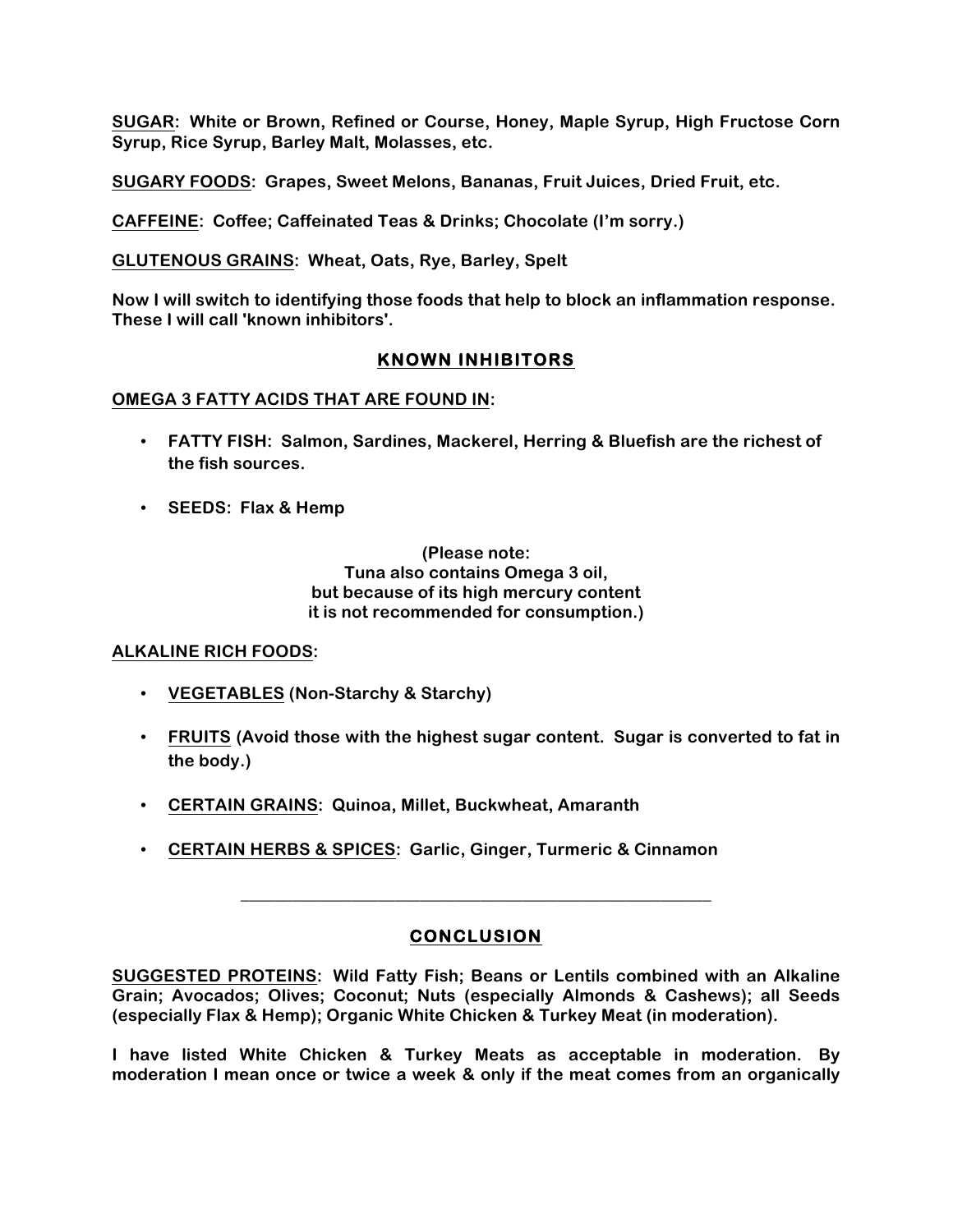**SUGAR: White or Brown, Refined or Course, Honey, Maple Syrup, High Fructose Corn Syrup, Rice Syrup, Barley Malt, Molasses, etc.**

**SUGARY FOODS: Grapes, Sweet Melons, Bananas, Fruit Juices, Dried Fruit, etc.**

**CAFFEINE: Coffee; Caffeinated Teas & Drinks; Chocolate (I'm sorry.)**

**GLUTENOUS GRAINS: Wheat, Oats, Rye, Barley, Spelt**

**Now I will switch to identifying those foods that help to block an inflammation response. These I will call 'known inhibitors'.**

## KNOWN INHIBITORS

**OMEGA 3 FATTY ACIDS THAT ARE FOUND IN:**

- **FATTY FISH: Salmon, Sardines, Mackerel, Herring & Bluefish are the richest of the fish sources.**
- **SEEDS: Flax & Hemp**

**(Please note:
Tuna also contains Omega 3 oil,
but because of its high mercury content
it is not recommended for consumption.)**

**ALKALINE RICH FOODS:**

- **VEGETABLES (Non-Starchy & Starchy)**
- **FRUITS (Avoid those with the highest sugar content. Sugar is converted to fat in the body.)**
- **CERTAIN GRAINS: Quinoa, Millet, Buckwheat, Amaranth**
- **CERTAIN HERBS & SPICES: Garlic, Ginger, Turmeric & Cinnamon**

---

## CONCLUSION

**SUGGESTED PROTEINS: Wild Fatty Fish; Beans or Lentils combined with an Alkaline Grain; Avocados; Olives; Coconut; Nuts (especially Almonds & Cashews); all Seeds (especially Flax & Hemp); Organic White Chicken & Turkey Meat (in moderation).**

**I have listed White Chicken & Turkey Meats as acceptable in moderation. By moderation I mean once or twice a week & only if the meat comes from an organically**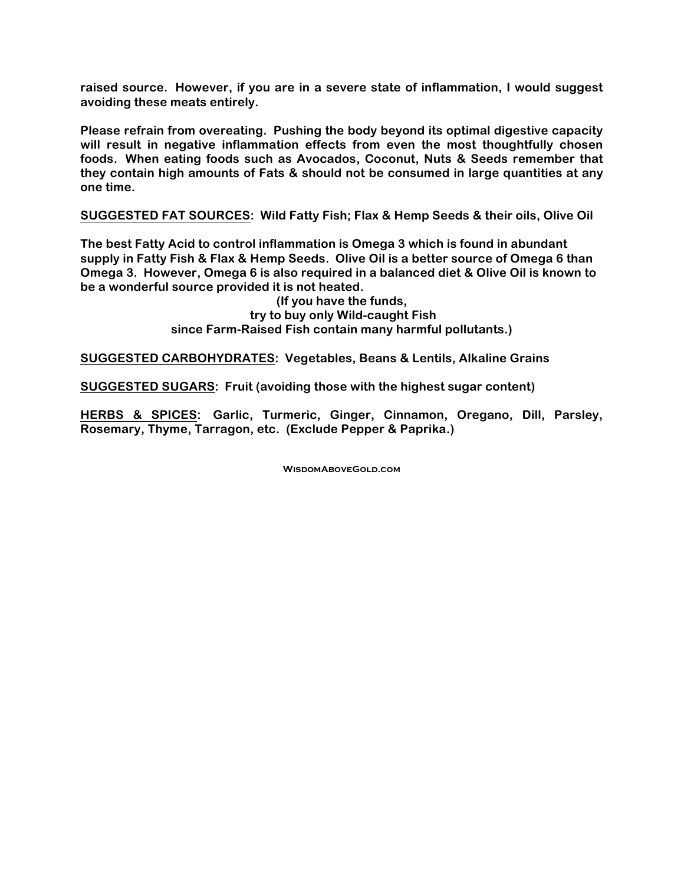**raised source. However, if you are in a severe state of inflammation, I would suggest avoiding these meats entirely.**

**Please refrain from overeating. Pushing the body beyond its optimal digestive capacity will result in negative inflammation effects from even the most thoughtfully chosen foods. When eating foods such as Avocados, Coconut, Nuts & Seeds remember that they contain high amounts of Fats & should not be consumed in large quantities at any one time.**

**<u>SUGGESTED FAT SOURCES</u>: Wild Fatty Fish; Flax & Hemp Seeds & their oils, Olive Oil**

**The best Fatty Acid to control inflammation is Omega 3 which is found in abundant supply in Fatty Fish & Flax & Hemp Seeds. Olive Oil is a better source of Omega 6 than Omega 3. However, Omega 6 is also required in a balanced diet & Olive Oil is known to be a wonderful source provided it is not heated.**

**(If you have the funds,
try to buy only Wild-caught Fish
since Farm-Raised Fish contain many harmful pollutants.)**

**<u>SUGGESTED CARBOHYDRATES</u>: Vegetables, Beans & Lentils, Alkaline Grains**

**<u>SUGGESTED SUGARS</u>: Fruit (avoiding those with the highest sugar content)**

**<u>HERBS & SPICES</u>: Garlic, Turmeric, Ginger, Cinnamon, Oregano, Dill, Parsley, Rosemary, Thyme, Tarragon, etc. (Exclude Pepper & Paprika.)**